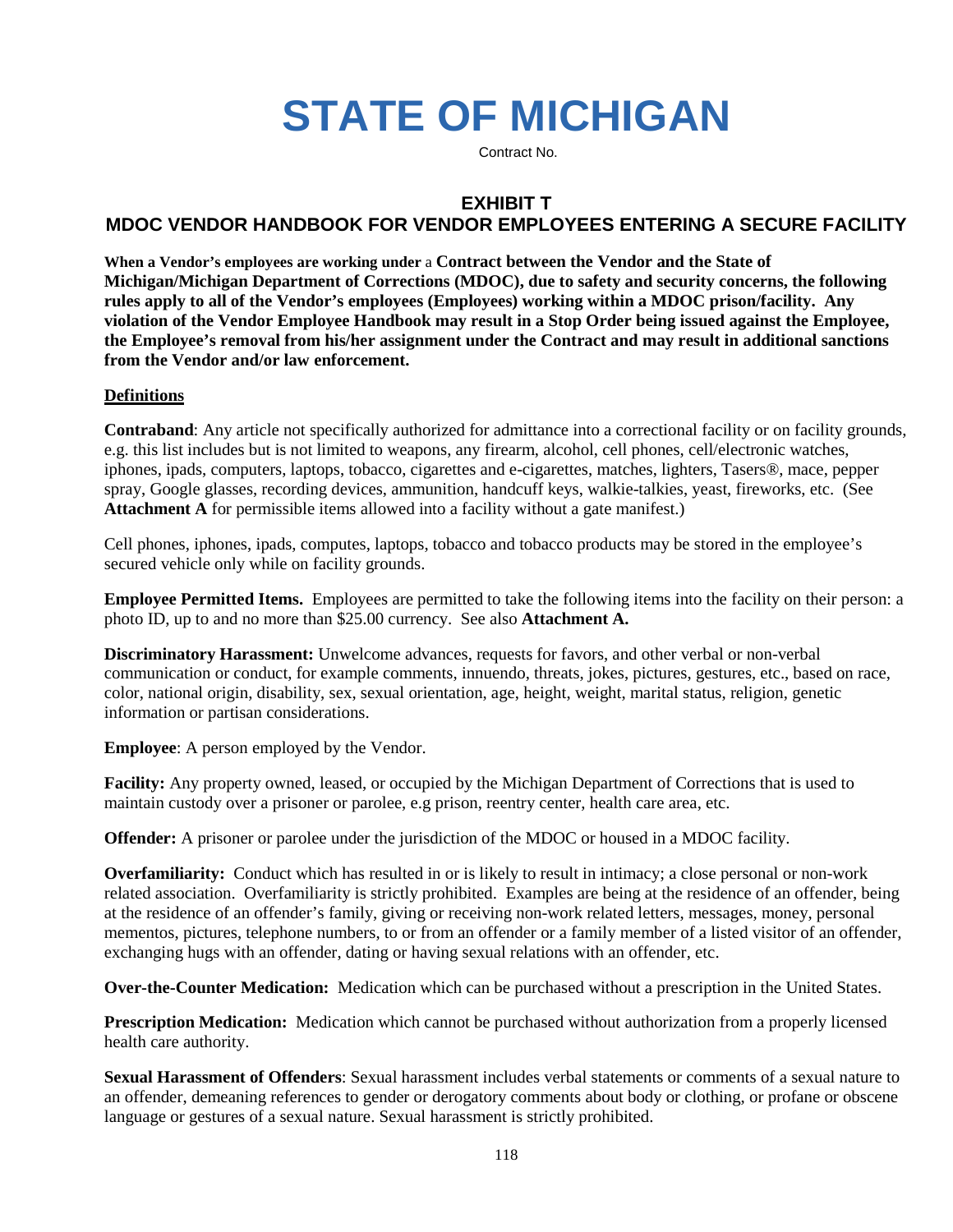# STATE OF MICHIGAN

Contract No.

## EXHIBIT T
## MDOC VENDOR HANDBOOK FOR VENDOR EMPLOYEES ENTERING A SECURE FACILITY

**When a Vendor's employees are working under** a **Contract between the Vendor and the State of Michigan/Michigan Department of Corrections (MDOC), due to safety and security concerns, the following rules apply to all of the Vendor's employees (Employees) working within a MDOC prison/facility. Any violation of the Vendor Employee Handbook may result in a Stop Order being issued against the Employee, the Employee's removal from his/her assignment under the Contract and may result in additional sanctions from the Vendor and/or law enforcement.**

**Definitions**

**Contraband**: Any article not specifically authorized for admittance into a correctional facility or on facility grounds, e.g. this list includes but is not limited to weapons, any firearm, alcohol, cell phones, cell/electronic watches, iphones, ipads, computers, laptops, tobacco, cigarettes and e-cigarettes, matches, lighters, Tasers®, mace, pepper spray, Google glasses, recording devices, ammunition, handcuff keys, walkie-talkies, yeast, fireworks, etc. (See **Attachment A** for permissible items allowed into a facility without a gate manifest.)

Cell phones, iphones, ipads, computes, laptops, tobacco and tobacco products may be stored in the employee's secured vehicle only while on facility grounds.

**Employee Permitted Items.** Employees are permitted to take the following items into the facility on their person: a photo ID, up to and no more than $25.00 currency. See also **Attachment A.**

**Discriminatory Harassment:** Unwelcome advances, requests for favors, and other verbal or non-verbal communication or conduct, for example comments, innuendo, threats, jokes, pictures, gestures, etc., based on race, color, national origin, disability, sex, sexual orientation, age, height, weight, marital status, religion, genetic information or partisan considerations.

**Employee**: A person employed by the Vendor.

**Facility:** Any property owned, leased, or occupied by the Michigan Department of Corrections that is used to maintain custody over a prisoner or parolee, e.g prison, reentry center, health care area, etc.

**Offender:** A prisoner or parolee under the jurisdiction of the MDOC or housed in a MDOC facility.

**Overfamiliarity:** Conduct which has resulted in or is likely to result in intimacy; a close personal or non-work related association. Overfamiliarity is strictly prohibited. Examples are being at the residence of an offender, being at the residence of an offender's family, giving or receiving non-work related letters, messages, money, personal mementos, pictures, telephone numbers, to or from an offender or a family member of a listed visitor of an offender, exchanging hugs with an offender, dating or having sexual relations with an offender, etc.

**Over-the-Counter Medication:** Medication which can be purchased without a prescription in the United States.

**Prescription Medication:** Medication which cannot be purchased without authorization from a properly licensed health care authority.

**Sexual Harassment of Offenders**: Sexual harassment includes verbal statements or comments of a sexual nature to an offender, demeaning references to gender or derogatory comments about body or clothing, or profane or obscene language or gestures of a sexual nature. Sexual harassment is strictly prohibited.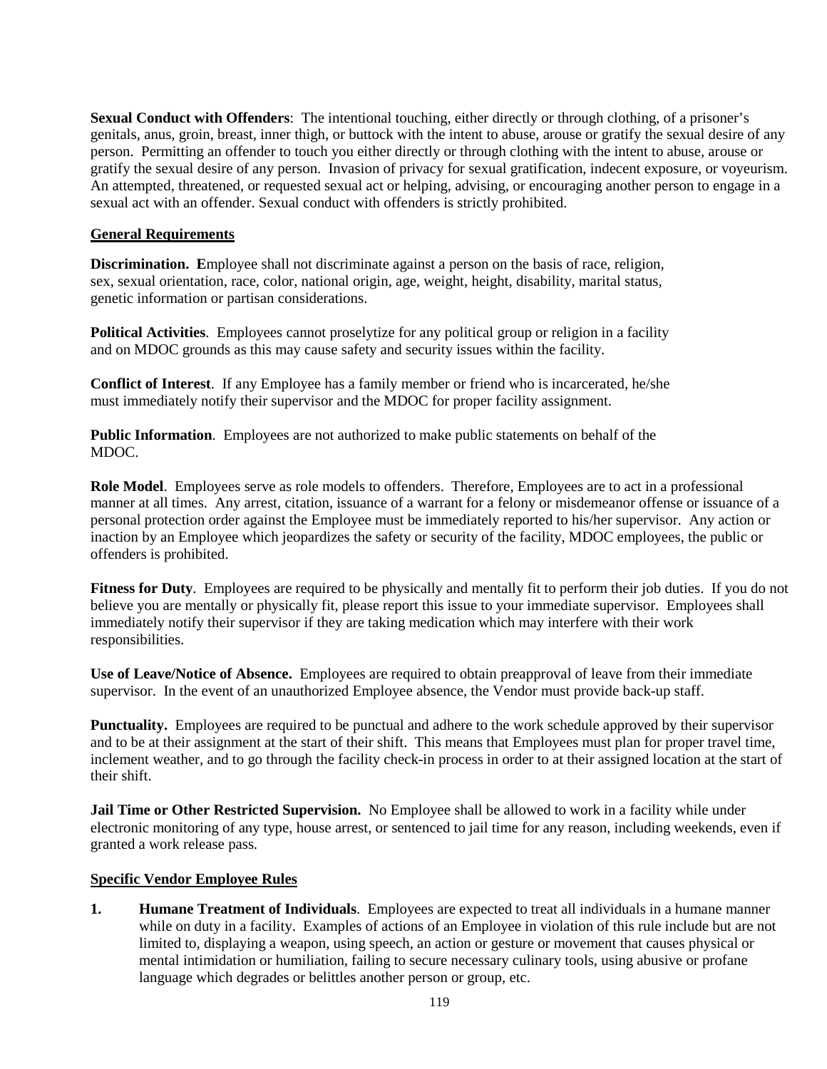**Sexual Conduct with Offenders**: The intentional touching, either directly or through clothing, of a prisoner's genitals, anus, groin, breast, inner thigh, or buttock with the intent to abuse, arouse or gratify the sexual desire of any person. Permitting an offender to touch you either directly or through clothing with the intent to abuse, arouse or gratify the sexual desire of any person. Invasion of privacy for sexual gratification, indecent exposure, or voyeurism. An attempted, threatened, or requested sexual act or helping, advising, or encouraging another person to engage in a sexual act with an offender. Sexual conduct with offenders is strictly prohibited.

**General Requirements**

**Discrimination. E**mployee shall not discriminate against a person on the basis of race, religion, sex, sexual orientation, race, color, national origin, age, weight, height, disability, marital status, genetic information or partisan considerations.

**Political Activities**. Employees cannot proselytize for any political group or religion in a facility and on MDOC grounds as this may cause safety and security issues within the facility.

**Conflict of Interest**. If any Employee has a family member or friend who is incarcerated, he/she must immediately notify their supervisor and the MDOC for proper facility assignment.

**Public Information**. Employees are not authorized to make public statements on behalf of the MDOC.

**Role Model**. Employees serve as role models to offenders. Therefore, Employees are to act in a professional manner at all times. Any arrest, citation, issuance of a warrant for a felony or misdemeanor offense or issuance of a personal protection order against the Employee must be immediately reported to his/her supervisor. Any action or inaction by an Employee which jeopardizes the safety or security of the facility, MDOC employees, the public or offenders is prohibited.

**Fitness for Duty**. Employees are required to be physically and mentally fit to perform their job duties. If you do not believe you are mentally or physically fit, please report this issue to your immediate supervisor. Employees shall immediately notify their supervisor if they are taking medication which may interfere with their work responsibilities.

**Use of Leave/Notice of Absence.** Employees are required to obtain preapproval of leave from their immediate supervisor. In the event of an unauthorized Employee absence, the Vendor must provide back-up staff.

**Punctuality.** Employees are required to be punctual and adhere to the work schedule approved by their supervisor and to be at their assignment at the start of their shift. This means that Employees must plan for proper travel time, inclement weather, and to go through the facility check-in process in order to at their assigned location at the start of their shift.

**Jail Time or Other Restricted Supervision.** No Employee shall be allowed to work in a facility while under electronic monitoring of any type, house arrest, or sentenced to jail time for any reason, including weekends, even if granted a work release pass.

**Specific Vendor Employee Rules**

1. **Humane Treatment of Individuals**. Employees are expected to treat all individuals in a humane manner while on duty in a facility. Examples of actions of an Employee in violation of this rule include but are not limited to, displaying a weapon, using speech, an action or gesture or movement that causes physical or mental intimidation or humiliation, failing to secure necessary culinary tools, using abusive or profane language which degrades or belittles another person or group, etc.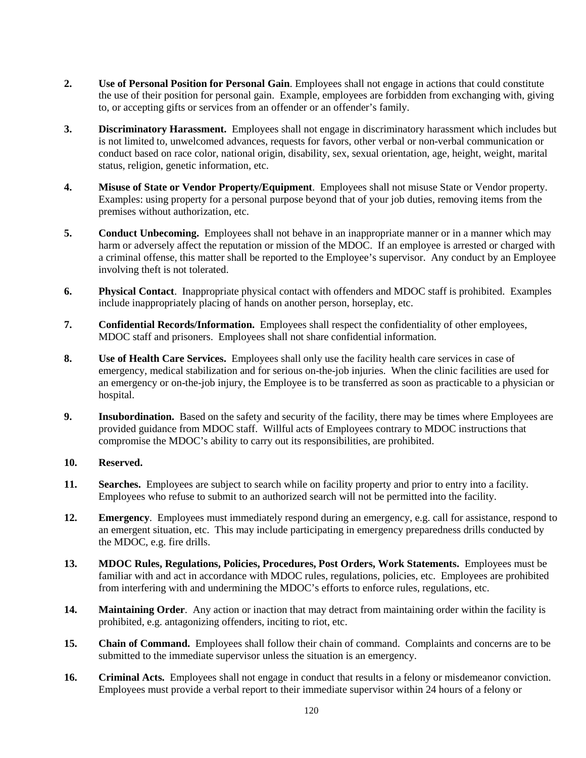2. **Use of Personal Position for Personal Gain**. Employees shall not engage in actions that could constitute the use of their position for personal gain. Example, employees are forbidden from exchanging with, giving to, or accepting gifts or services from an offender or an offender's family.

3. **Discriminatory Harassment.** Employees shall not engage in discriminatory harassment which includes but is not limited to, unwelcomed advances, requests for favors, other verbal or non-verbal communication or conduct based on race color, national origin, disability, sex, sexual orientation, age, height, weight, marital status, religion, genetic information, etc.

4. **Misuse of State or Vendor Property/Equipment**. Employees shall not misuse State or Vendor property. Examples: using property for a personal purpose beyond that of your job duties, removing items from the premises without authorization, etc.

5. **Conduct Unbecoming.** Employees shall not behave in an inappropriate manner or in a manner which may harm or adversely affect the reputation or mission of the MDOC. If an employee is arrested or charged with a criminal offense, this matter shall be reported to the Employee's supervisor. Any conduct by an Employee involving theft is not tolerated.

6. **Physical Contact**. Inappropriate physical contact with offenders and MDOC staff is prohibited. Examples include inappropriately placing of hands on another person, horseplay, etc.

7. **Confidential Records/Information.** Employees shall respect the confidentiality of other employees, MDOC staff and prisoners. Employees shall not share confidential information.

8. **Use of Health Care Services.** Employees shall only use the facility health care services in case of emergency, medical stabilization and for serious on-the-job injuries. When the clinic facilities are used for an emergency or on-the-job injury, the Employee is to be transferred as soon as practicable to a physician or hospital.

9. **Insubordination.** Based on the safety and security of the facility, there may be times where Employees are provided guidance from MDOC staff. Willful acts of Employees contrary to MDOC instructions that compromise the MDOC's ability to carry out its responsibilities, are prohibited.

10. **Reserved.**

11. **Searches.** Employees are subject to search while on facility property and prior to entry into a facility. Employees who refuse to submit to an authorized search will not be permitted into the facility.

12. **Emergency**. Employees must immediately respond during an emergency, e.g. call for assistance, respond to an emergent situation, etc. This may include participating in emergency preparedness drills conducted by the MDOC, e.g. fire drills.

13. **MDOC Rules, Regulations, Policies, Procedures, Post Orders, Work Statements.** Employees must be familiar with and act in accordance with MDOC rules, regulations, policies, etc. Employees are prohibited from interfering with and undermining the MDOC's efforts to enforce rules, regulations, etc.

14. **Maintaining Order**. Any action or inaction that may detract from maintaining order within the facility is prohibited, e.g. antagonizing offenders, inciting to riot, etc.

15. **Chain of Command.** Employees shall follow their chain of command. Complaints and concerns are to be submitted to the immediate supervisor unless the situation is an emergency.

16. **Criminal Acts.** Employees shall not engage in conduct that results in a felony or misdemeanor conviction. Employees must provide a verbal report to their immediate supervisor within 24 hours of a felony or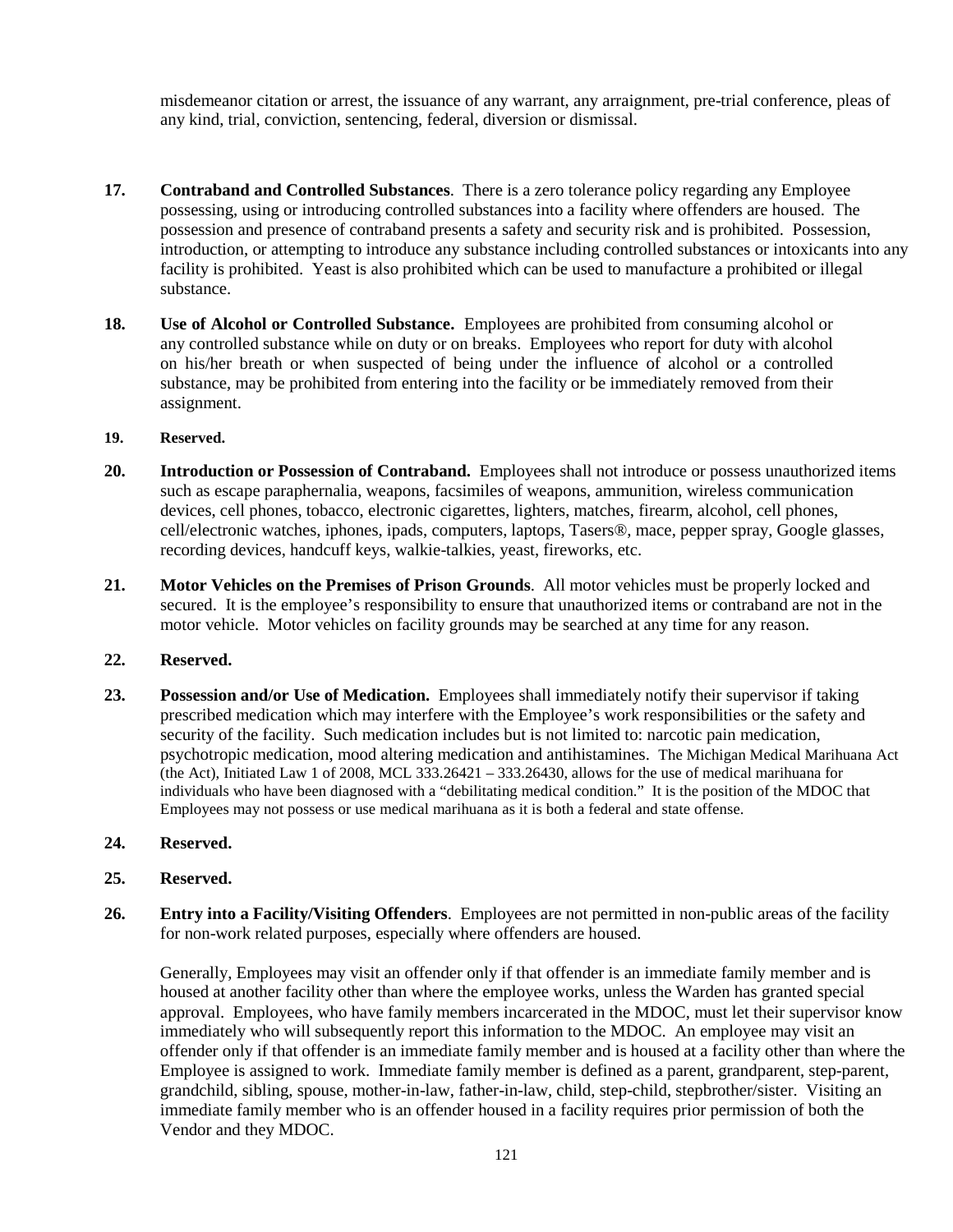misdemeanor citation or arrest, the issuance of any warrant, any arraignment, pre-trial conference, pleas of any kind, trial, conviction, sentencing, federal, diversion or dismissal.

**17. Contraband and Controlled Substances**. There is a zero tolerance policy regarding any Employee possessing, using or introducing controlled substances into a facility where offenders are housed. The possession and presence of contraband presents a safety and security risk and is prohibited. Possession, introduction, or attempting to introduce any substance including controlled substances or intoxicants into any facility is prohibited. Yeast is also prohibited which can be used to manufacture a prohibited or illegal substance.

**18. Use of Alcohol or Controlled Substance.** Employees are prohibited from consuming alcohol or any controlled substance while on duty or on breaks. Employees who report for duty with alcohol on his/her breath or when suspected of being under the influence of alcohol or a controlled substance, may be prohibited from entering into the facility or be immediately removed from their assignment.

**19. Reserved.**

**20. Introduction or Possession of Contraband.** Employees shall not introduce or possess unauthorized items such as escape paraphernalia, weapons, facsimiles of weapons, ammunition, wireless communication devices, cell phones, tobacco, electronic cigarettes, lighters, matches, firearm, alcohol, cell phones, cell/electronic watches, iphones, ipads, computers, laptops, Tasers®, mace, pepper spray, Google glasses, recording devices, handcuff keys, walkie-talkies, yeast, fireworks, etc.

**21. Motor Vehicles on the Premises of Prison Grounds**. All motor vehicles must be properly locked and secured. It is the employee's responsibility to ensure that unauthorized items or contraband are not in the motor vehicle. Motor vehicles on facility grounds may be searched at any time for any reason.

**22. Reserved.**

**23. Possession and/or Use of Medication.** Employees shall immediately notify their supervisor if taking prescribed medication which may interfere with the Employee's work responsibilities or the safety and security of the facility. Such medication includes but is not limited to: narcotic pain medication, psychotropic medication, mood altering medication and antihistamines. The Michigan Medical Marihuana Act (the Act), Initiated Law 1 of 2008, MCL 333.26421 – 333.26430, allows for the use of medical marihuana for individuals who have been diagnosed with a "debilitating medical condition." It is the position of the MDOC that Employees may not possess or use medical marihuana as it is both a federal and state offense.

**24. Reserved.**

**25. Reserved.**

**26. Entry into a Facility/Visiting Offenders**. Employees are not permitted in non-public areas of the facility for non-work related purposes, especially where offenders are housed.

Generally, Employees may visit an offender only if that offender is an immediate family member and is housed at another facility other than where the employee works, unless the Warden has granted special approval. Employees, who have family members incarcerated in the MDOC, must let their supervisor know immediately who will subsequently report this information to the MDOC. An employee may visit an offender only if that offender is an immediate family member and is housed at a facility other than where the Employee is assigned to work. Immediate family member is defined as a parent, grandparent, step-parent, grandchild, sibling, spouse, mother-in-law, father-in-law, child, step-child, stepbrother/sister. Visiting an immediate family member who is an offender housed in a facility requires prior permission of both the Vendor and they MDOC.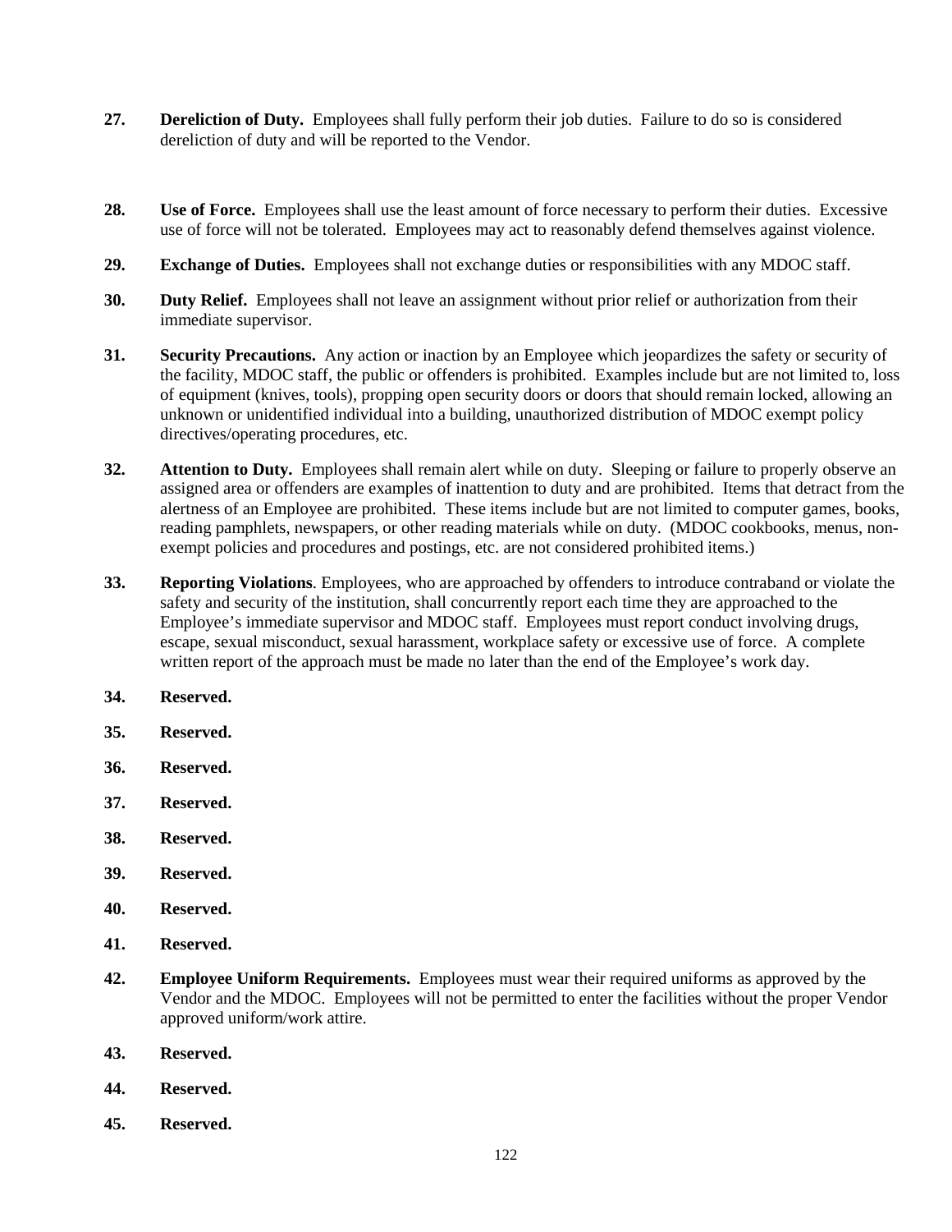**27.** **Dereliction of Duty.** Employees shall fully perform their job duties. Failure to do so is considered dereliction of duty and will be reported to the Vendor.

**28.** **Use of Force.** Employees shall use the least amount of force necessary to perform their duties. Excessive use of force will not be tolerated. Employees may act to reasonably defend themselves against violence.

**29.** **Exchange of Duties.** Employees shall not exchange duties or responsibilities with any MDOC staff.

**30.** **Duty Relief.** Employees shall not leave an assignment without prior relief or authorization from their immediate supervisor.

**31.** **Security Precautions.** Any action or inaction by an Employee which jeopardizes the safety or security of the facility, MDOC staff, the public or offenders is prohibited. Examples include but are not limited to, loss of equipment (knives, tools), propping open security doors or doors that should remain locked, allowing an unknown or unidentified individual into a building, unauthorized distribution of MDOC exempt policy directives/operating procedures, etc.

**32.** **Attention to Duty.** Employees shall remain alert while on duty. Sleeping or failure to properly observe an assigned area or offenders are examples of inattention to duty and are prohibited. Items that detract from the alertness of an Employee are prohibited. These items include but are not limited to computer games, books, reading pamphlets, newspapers, or other reading materials while on duty. (MDOC cookbooks, menus, non-exempt policies and procedures and postings, etc. are not considered prohibited items.)

**33.** **Reporting Violations**. Employees, who are approached by offenders to introduce contraband or violate the safety and security of the institution, shall concurrently report each time they are approached to the Employee's immediate supervisor and MDOC staff. Employees must report conduct involving drugs, escape, sexual misconduct, sexual harassment, workplace safety or excessive use of force. A complete written report of the approach must be made no later than the end of the Employee's work day.

**34.** **Reserved.**

**35.** **Reserved.**

**36.** **Reserved.**

**37.** **Reserved.**

**38.** **Reserved.**

**39.** **Reserved.**

**40.** **Reserved.**

**41.** **Reserved.**

**42.** **Employee Uniform Requirements.** Employees must wear their required uniforms as approved by the Vendor and the MDOC. Employees will not be permitted to enter the facilities without the proper Vendor approved uniform/work attire.

**43.** **Reserved.**

**44.** **Reserved.**

**45.** **Reserved.**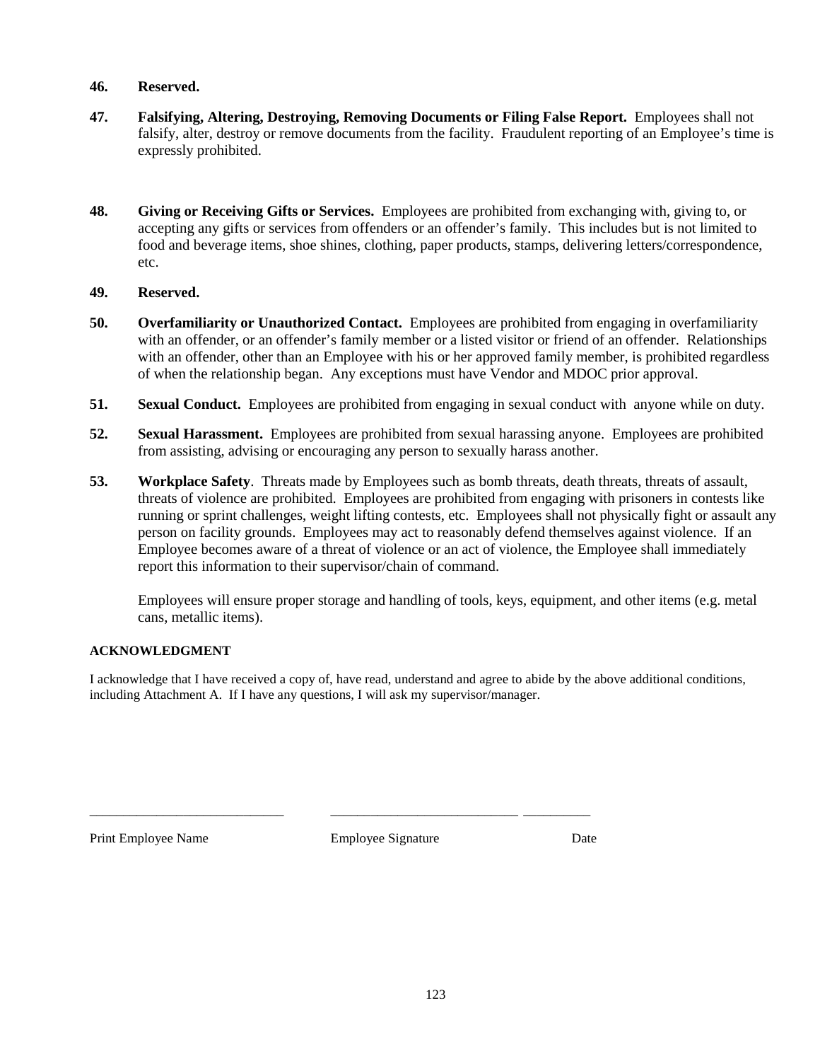**46. Reserved.**

**47. Falsifying, Altering, Destroying, Removing Documents or Filing False Report.** Employees shall not falsify, alter, destroy or remove documents from the facility. Fraudulent reporting of an Employee's time is expressly prohibited.

**48. Giving or Receiving Gifts or Services.** Employees are prohibited from exchanging with, giving to, or accepting any gifts or services from offenders or an offender's family. This includes but is not limited to food and beverage items, shoe shines, clothing, paper products, stamps, delivering letters/correspondence, etc.

**49. Reserved.**

**50. Overfamiliarity or Unauthorized Contact.** Employees are prohibited from engaging in overfamiliarity with an offender, or an offender's family member or a listed visitor or friend of an offender. Relationships with an offender, other than an Employee with his or her approved family member, is prohibited regardless of when the relationship began. Any exceptions must have Vendor and MDOC prior approval.

**51. Sexual Conduct.** Employees are prohibited from engaging in sexual conduct with anyone while on duty.

**52. Sexual Harassment.** Employees are prohibited from sexual harassing anyone. Employees are prohibited from assisting, advising or encouraging any person to sexually harass another.

**53. Workplace Safety**. Threats made by Employees such as bomb threats, death threats, threats of assault, threats of violence are prohibited. Employees are prohibited from engaging with prisoners in contests like running or sprint challenges, weight lifting contests, etc. Employees shall not physically fight or assault any person on facility grounds. Employees may act to reasonably defend themselves against violence. If an Employee becomes aware of a threat of violence or an act of violence, the Employee shall immediately report this information to their supervisor/chain of command.

Employees will ensure proper storage and handling of tools, keys, equipment, and other items (e.g. metal cans, metallic items).

**ACKNOWLEDGMENT**

I acknowledge that I have received a copy of, have read, understand and agree to abide by the above additional conditions, including Attachment A. If I have any questions, I will ask my supervisor/manager.

\_\_\_\_\_\_\_\_\_\_\_\_\_\_\_\_\_\_\_\_\_\_\_\_\_\_\_\_ \_\_\_\_\_\_\_\_\_\_\_\_\_\_\_\_\_\_\_\_\_\_\_\_\_\_\_ \_\_\_\_\_\_\_\_\_\_

Print Employee Name Employee Signature Date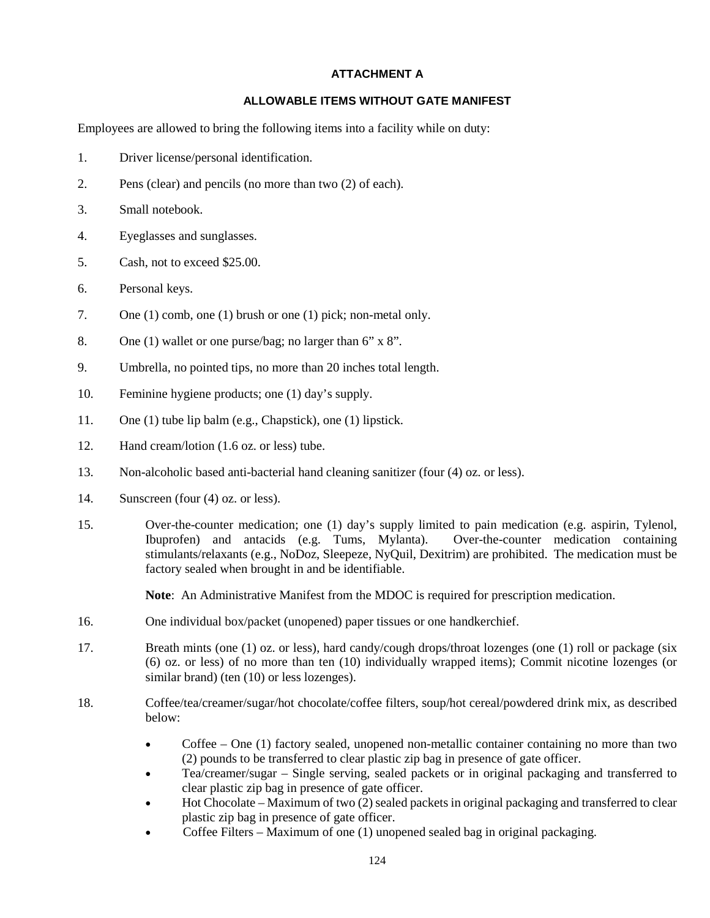## ATTACHMENT A

## ALLOWABLE ITEMS WITHOUT GATE MANIFEST

Employees are allowed to bring the following items into a facility while on duty:

1. Driver license/personal identification.
2. Pens (clear) and pencils (no more than two (2) of each).
3. Small notebook.
4. Eyeglasses and sunglasses.
5. Cash, not to exceed $25.00.
6. Personal keys.
7. One (1) comb, one (1) brush or one (1) pick; non-metal only.
8. One (1) wallet or one purse/bag; no larger than 6" x 8".
9. Umbrella, no pointed tips, no more than 20 inches total length.
10. Feminine hygiene products; one (1) day's supply.
11. One (1) tube lip balm (e.g., Chapstick), one (1) lipstick.
12. Hand cream/lotion (1.6 oz. or less) tube.
13. Non-alcoholic based anti-bacterial hand cleaning sanitizer (four (4) oz. or less).
14. Sunscreen (four (4) oz. or less).
15. Over-the-counter medication; one (1) day's supply limited to pain medication (e.g. aspirin, Tylenol, Ibuprofen) and antacids (e.g. Tums, Mylanta). Over-the-counter medication containing stimulants/relaxants (e.g., NoDoz, Sleepeze, NyQuil, Dexitrim) are prohibited. The medication must be factory sealed when brought in and be identifiable.

    **Note**: An Administrative Manifest from the MDOC is required for prescription medication.

16. One individual box/packet (unopened) paper tissues or one handkerchief.
17. Breath mints (one (1) oz. or less), hard candy/cough drops/throat lozenges (one (1) roll or package (six (6) oz. or less) of no more than ten (10) individually wrapped items); Commit nicotine lozenges (or similar brand) (ten (10) or less lozenges).
18. Coffee/tea/creamer/sugar/hot chocolate/coffee filters, soup/hot cereal/powdered drink mix, as described below:
    - Coffee – One (1) factory sealed, unopened non-metallic container containing no more than two (2) pounds to be transferred to clear plastic zip bag in presence of gate officer.
    - Tea/creamer/sugar – Single serving, sealed packets or in original packaging and transferred to clear plastic zip bag in presence of gate officer.
    - Hot Chocolate – Maximum of two (2) sealed packets in original packaging and transferred to clear plastic zip bag in presence of gate officer.
    - Coffee Filters – Maximum of one (1) unopened sealed bag in original packaging.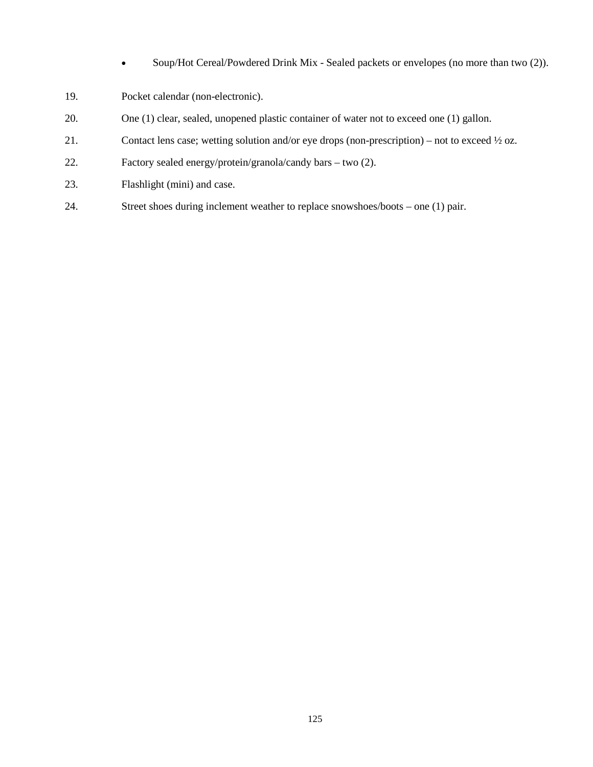- Soup/Hot Cereal/Powdered Drink Mix - Sealed packets or envelopes (no more than two (2)).

19. Pocket calendar (non-electronic).
20. One (1) clear, sealed, unopened plastic container of water not to exceed one (1) gallon.
21. Contact lens case; wetting solution and/or eye drops (non-prescription) – not to exceed ½ oz.
22. Factory sealed energy/protein/granola/candy bars – two (2).
23. Flashlight (mini) and case.
24. Street shoes during inclement weather to replace snowshoes/boots – one (1) pair.